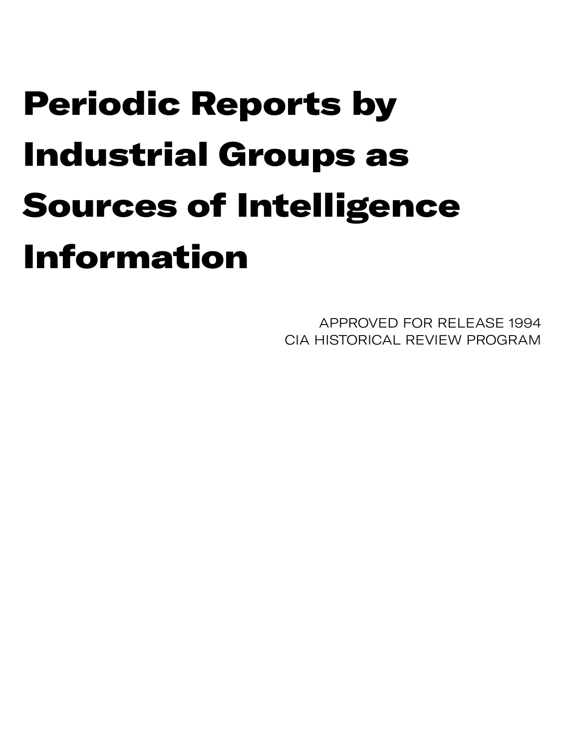# Periodic Reports by Industrial Groups as Sources of Intelligence Information

APPROVED FOR RELEASE 1994
CIA HISTORICAL REVIEW PROGRAM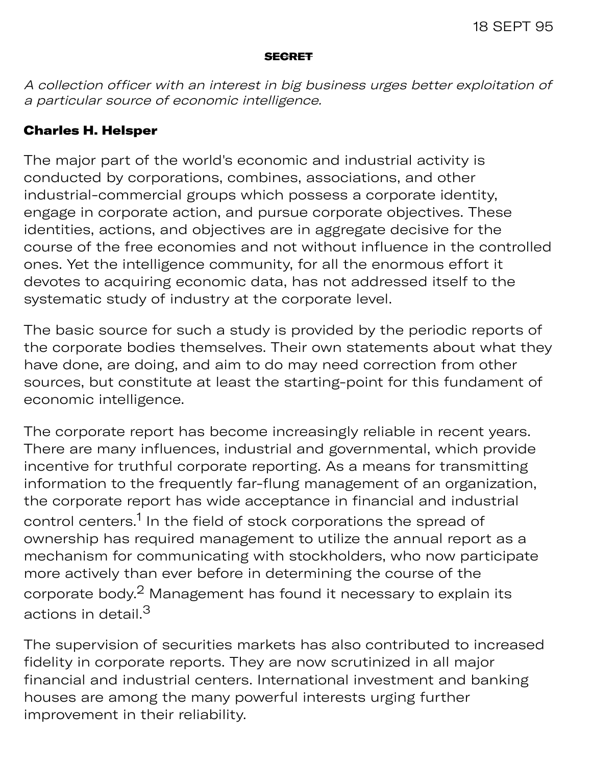~~**SECRET**~~

*A collection officer with an interest in big business urges better exploitation of a particular source of economic intelligence.*

**Charles H. Helsper**

The major part of the world's economic and industrial activity is conducted by corporations, combines, associations, and other industrial-commercial groups which possess a corporate identity, engage in corporate action, and pursue corporate objectives. These identities, actions, and objectives are in aggregate decisive for the course of the free economies and not without influence in the controlled ones. Yet the intelligence community, for all the enormous effort it devotes to acquiring economic data, has not addressed itself to the systematic study of industry at the corporate level.

The basic source for such a study is provided by the periodic reports of the corporate bodies themselves. Their own statements about what they have done, are doing, and aim to do may need correction from other sources, but constitute at least the starting-point for this fundament of economic intelligence.

The corporate report has become increasingly reliable in recent years. There are many influences, industrial and governmental, which provide incentive for truthful corporate reporting. As a means for transmitting information to the frequently far-flung management of an organization, the corporate report has wide acceptance in financial and industrial control centers.[1] In the field of stock corporations the spread of ownership has required management to utilize the annual report as a mechanism for communicating with stockholders, who now participate more actively than ever before in determining the course of the corporate body.[2] Management has found it necessary to explain its actions in detail.[3]

The supervision of securities markets has also contributed to increased fidelity in corporate reports. They are now scrutinized in all major financial and industrial centers. International investment and banking houses are among the many powerful interests urging further improvement in their reliability.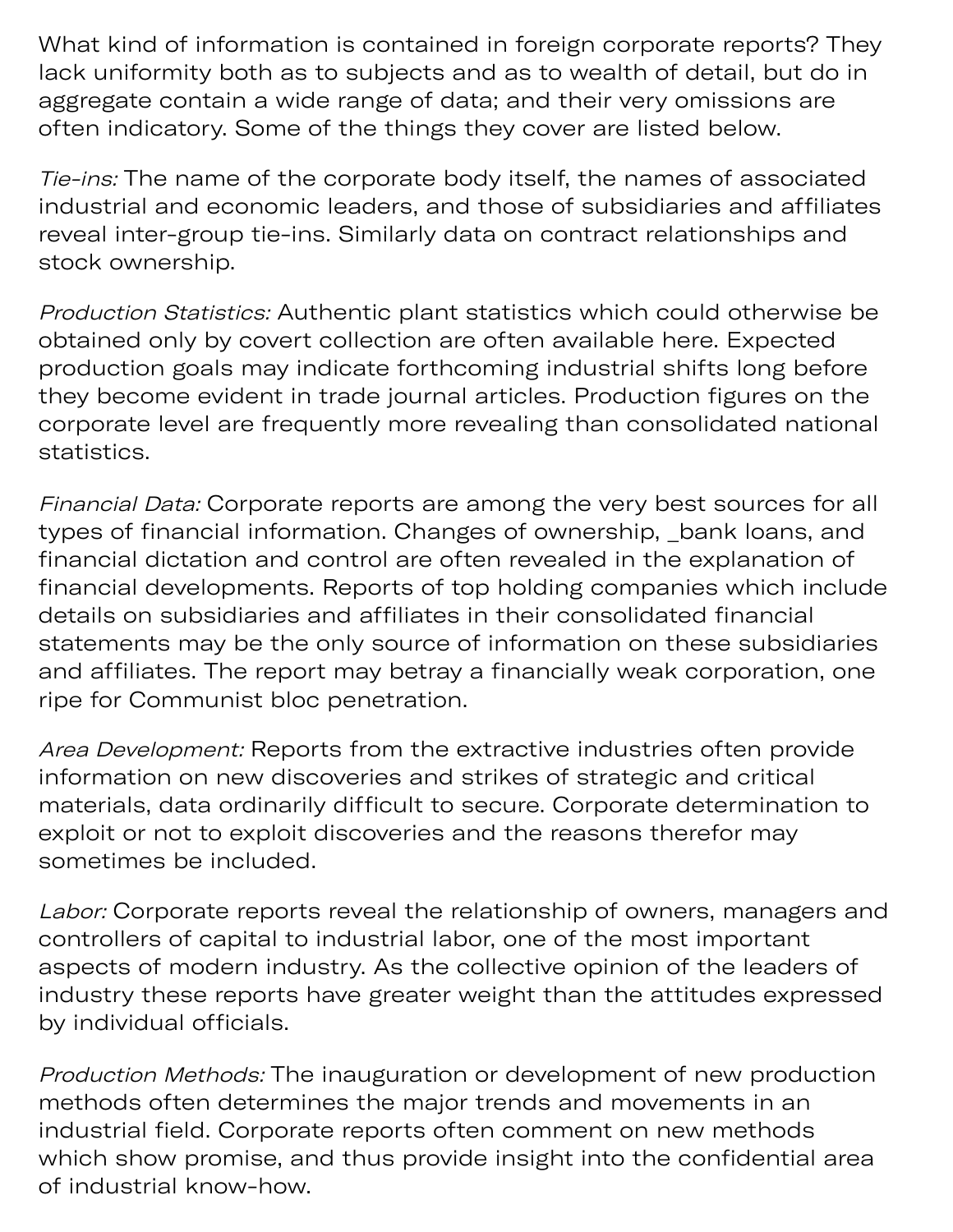What kind of information is contained in foreign corporate reports? They lack uniformity both as to subjects and as to wealth of detail, but do in aggregate contain a wide range of data; and their very omissions are often indicatory. Some of the things they cover are listed below.

*Tie-ins:* The name of the corporate body itself, the names of associated industrial and economic leaders, and those of subsidiaries and affiliates reveal inter-group tie-ins. Similarly data on contract relationships and stock ownership.

*Production Statistics:* Authentic plant statistics which could otherwise be obtained only by covert collection are often available here. Expected production goals may indicate forthcoming industrial shifts long before they become evident in trade journal articles. Production figures on the corporate level are frequently more revealing than consolidated national statistics.

*Financial Data:* Corporate reports are among the very best sources for all types of financial information. Changes of ownership, _bank loans, and financial dictation and control are often revealed in the explanation of financial developments. Reports of top holding companies which include details on subsidiaries and affiliates in their consolidated financial statements may be the only source of information on these subsidiaries and affiliates. The report may betray a financially weak corporation, one ripe for Communist bloc penetration.

*Area Development:* Reports from the extractive industries often provide information on new discoveries and strikes of strategic and critical materials, data ordinarily difficult to secure. Corporate determination to exploit or not to exploit discoveries and the reasons therefor may sometimes be included.

*Labor:* Corporate reports reveal the relationship of owners, managers and controllers of capital to industrial labor, one of the most important aspects of modern industry. As the collective opinion of the leaders of industry these reports have greater weight than the attitudes expressed by individual officials.

*Production Methods:* The inauguration or development of new production methods often determines the major trends and movements in an industrial field. Corporate reports often comment on new methods which show promise, and thus provide insight into the confidential area of industrial know-how.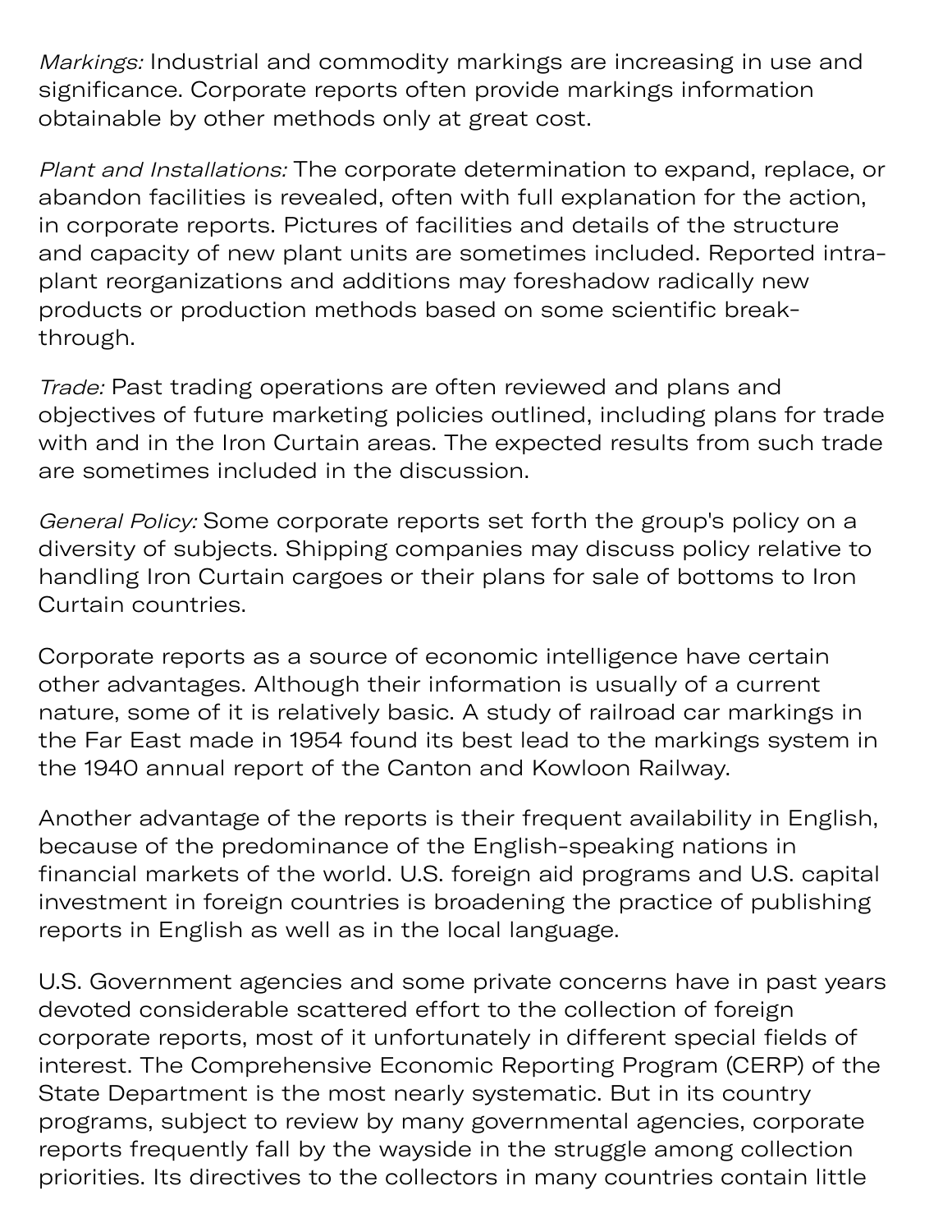*Markings:* Industrial and commodity markings are increasing in use and significance. Corporate reports often provide markings information obtainable by other methods only at great cost.

*Plant and Installations:* The corporate determination to expand, replace, or abandon facilities is revealed, often with full explanation for the action, in corporate reports. Pictures of facilities and details of the structure and capacity of new plant units are sometimes included. Reported intra-plant reorganizations and additions may foreshadow radically new products or production methods based on some scientific break-through.

*Trade:* Past trading operations are often reviewed and plans and objectives of future marketing policies outlined, including plans for trade with and in the Iron Curtain areas. The expected results from such trade are sometimes included in the discussion.

*General Policy:* Some corporate reports set forth the group's policy on a diversity of subjects. Shipping companies may discuss policy relative to handling Iron Curtain cargoes or their plans for sale of bottoms to Iron Curtain countries.

Corporate reports as a source of economic intelligence have certain other advantages. Although their information is usually of a current nature, some of it is relatively basic. A study of railroad car markings in the Far East made in 1954 found its best lead to the markings system in the 1940 annual report of the Canton and Kowloon Railway.

Another advantage of the reports is their frequent availability in English, because of the predominance of the English-speaking nations in financial markets of the world. U.S. foreign aid programs and U.S. capital investment in foreign countries is broadening the practice of publishing reports in English as well as in the local language.

U.S. Government agencies and some private concerns have in past years devoted considerable scattered effort to the collection of foreign corporate reports, most of it unfortunately in different special fields of interest. The Comprehensive Economic Reporting Program (CERP) of the State Department is the most nearly systematic. But in its country programs, subject to review by many governmental agencies, corporate reports frequently fall by the wayside in the struggle among collection priorities. Its directives to the collectors in many countries contain little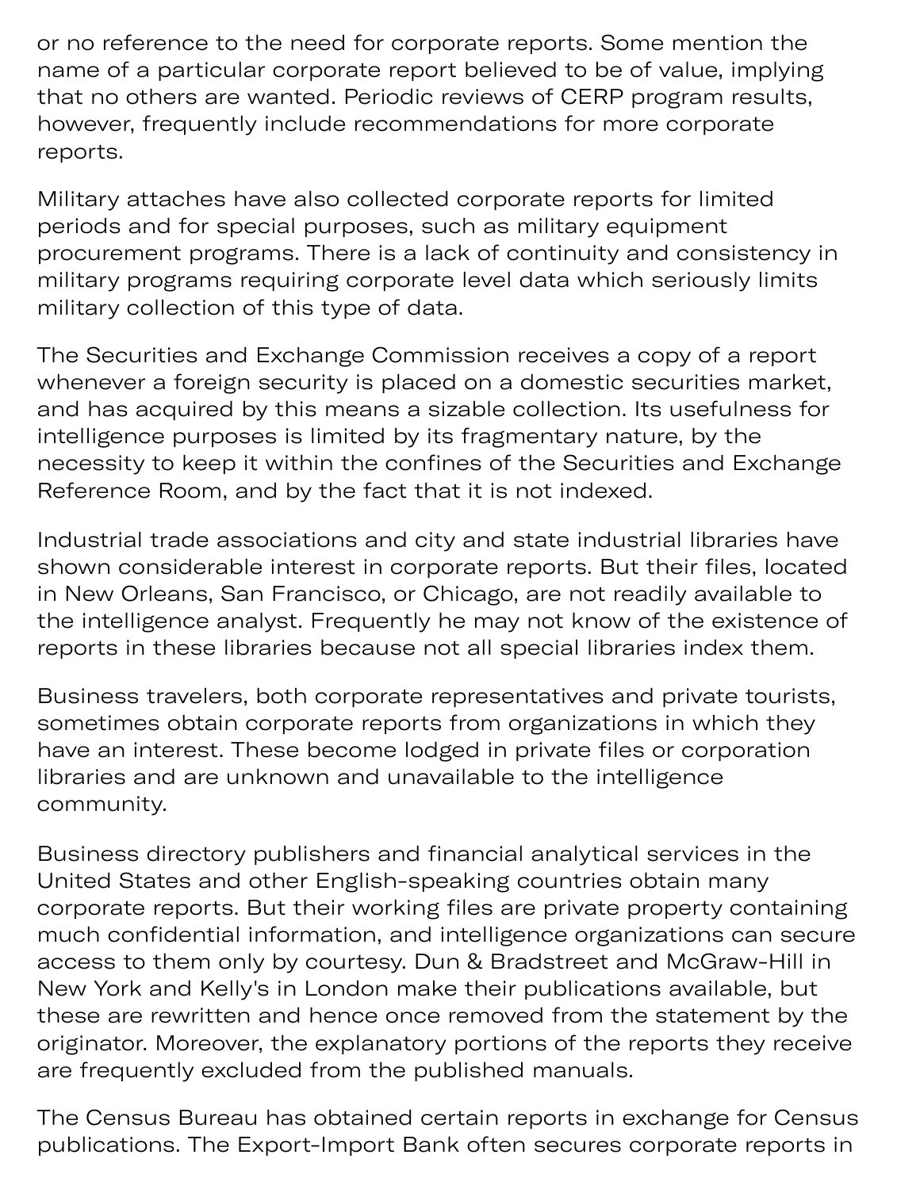or no reference to the need for corporate reports. Some mention the name of a particular corporate report believed to be of value, implying that no others are wanted. Periodic reviews of CERP program results, however, frequently include recommendations for more corporate reports.

Military attaches have also collected corporate reports for limited periods and for special purposes, such as military equipment procurement programs. There is a lack of continuity and consistency in military programs requiring corporate level data which seriously limits military collection of this type of data.

The Securities and Exchange Commission receives a copy of a report whenever a foreign security is placed on a domestic securities market, and has acquired by this means a sizable collection. Its usefulness for intelligence purposes is limited by its fragmentary nature, by the necessity to keep it within the confines of the Securities and Exchange Reference Room, and by the fact that it is not indexed.

Industrial trade associations and city and state industrial libraries have shown considerable interest in corporate reports. But their files, located in New Orleans, San Francisco, or Chicago, are not readily available to the intelligence analyst. Frequently he may not know of the existence of reports in these libraries because not all special libraries index them.

Business travelers, both corporate representatives and private tourists, sometimes obtain corporate reports from organizations in which they have an interest. These become lodged in private files or corporation libraries and are unknown and unavailable to the intelligence community.

Business directory publishers and financial analytical services in the United States and other English-speaking countries obtain many corporate reports. But their working files are private property containing much confidential information, and intelligence organizations can secure access to them only by courtesy. Dun & Bradstreet and McGraw-Hill in New York and Kelly's in London make their publications available, but these are rewritten and hence once removed from the statement by the originator. Moreover, the explanatory portions of the reports they receive are frequently excluded from the published manuals.

The Census Bureau has obtained certain reports in exchange for Census publications. The Export-Import Bank often secures corporate reports in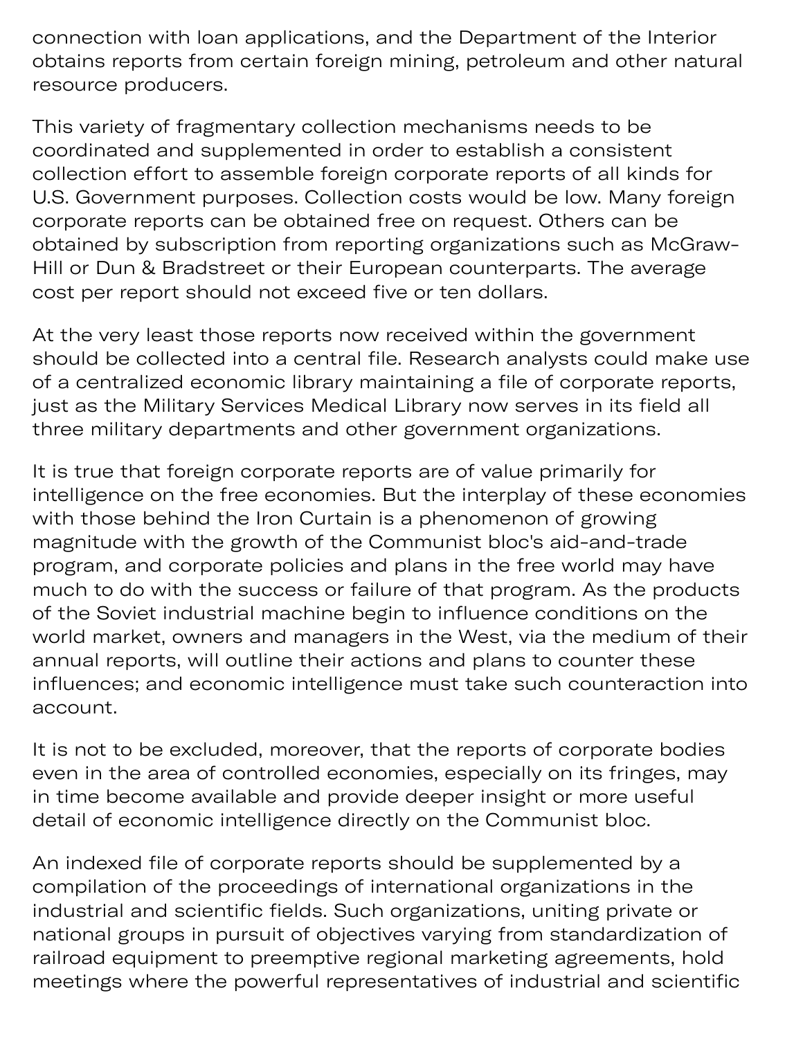connection with loan applications, and the Department of the Interior obtains reports from certain foreign mining, petroleum and other natural resource producers.

This variety of fragmentary collection mechanisms needs to be coordinated and supplemented in order to establish a consistent collection effort to assemble foreign corporate reports of all kinds for U.S. Government purposes. Collection costs would be low. Many foreign corporate reports can be obtained free on request. Others can be obtained by subscription from reporting organizations such as McGraw-Hill or Dun & Bradstreet or their European counterparts. The average cost per report should not exceed five or ten dollars.

At the very least those reports now received within the government should be collected into a central file. Research analysts could make use of a centralized economic library maintaining a file of corporate reports, just as the Military Services Medical Library now serves in its field all three military departments and other government organizations.

It is true that foreign corporate reports are of value primarily for intelligence on the free economies. But the interplay of these economies with those behind the Iron Curtain is a phenomenon of growing magnitude with the growth of the Communist bloc's aid-and-trade program, and corporate policies and plans in the free world may have much to do with the success or failure of that program. As the products of the Soviet industrial machine begin to influence conditions on the world market, owners and managers in the West, via the medium of their annual reports, will outline their actions and plans to counter these influences; and economic intelligence must take such counteraction into account.

It is not to be excluded, moreover, that the reports of corporate bodies even in the area of controlled economies, especially on its fringes, may in time become available and provide deeper insight or more useful detail of economic intelligence directly on the Communist bloc.

An indexed file of corporate reports should be supplemented by a compilation of the proceedings of international organizations in the industrial and scientific fields. Such organizations, uniting private or national groups in pursuit of objectives varying from standardization of railroad equipment to preemptive regional marketing agreements, hold meetings where the powerful representatives of industrial and scientific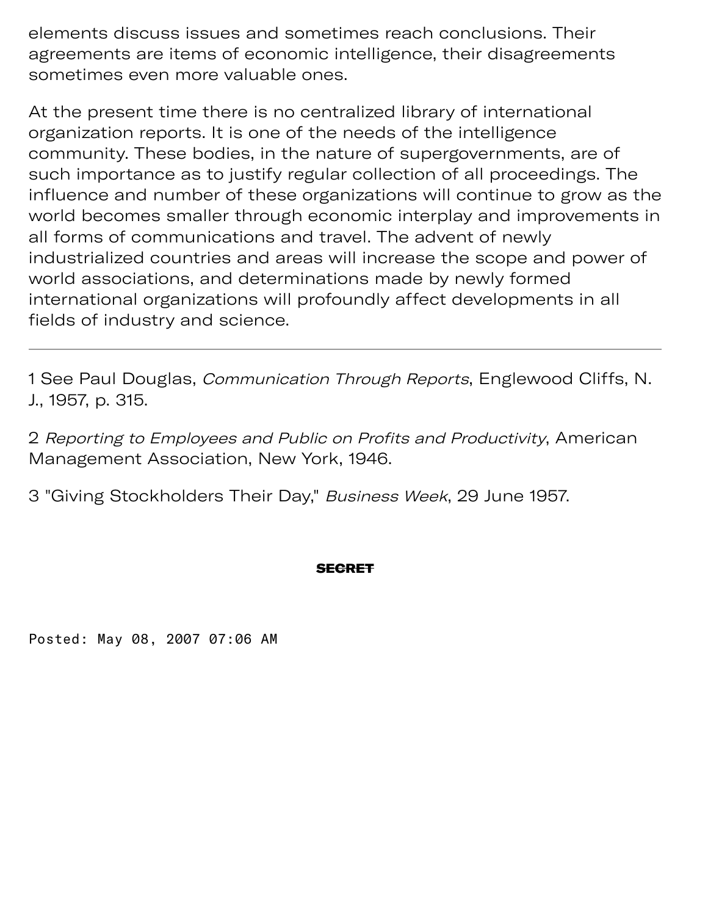elements discuss issues and sometimes reach conclusions. Their agreements are items of economic intelligence, their disagreements sometimes even more valuable ones.

At the present time there is no centralized library of international organization reports. It is one of the needs of the intelligence community. These bodies, in the nature of supergovernments, are of such importance as to justify regular collection of all proceedings. The influence and number of these organizations will continue to grow as the world becomes smaller through economic interplay and improvements in all forms of communications and travel. The advent of newly industrialized countries and areas will increase the scope and power of world associations, and determinations made by newly formed international organizations will profoundly affect developments in all fields of industry and science.

---

1 See Paul Douglas, *Communication Through Reports*, Englewood Cliffs, N. J., 1957, p. 315.

2 *Reporting to Employees and Public on Profits and Productivity*, American Management Association, New York, 1946.

3 "Giving Stockholders Their Day," *Business Week*, 29 June 1957.

~~**SECRET**~~

Posted: May 08, 2007 07:06 AM